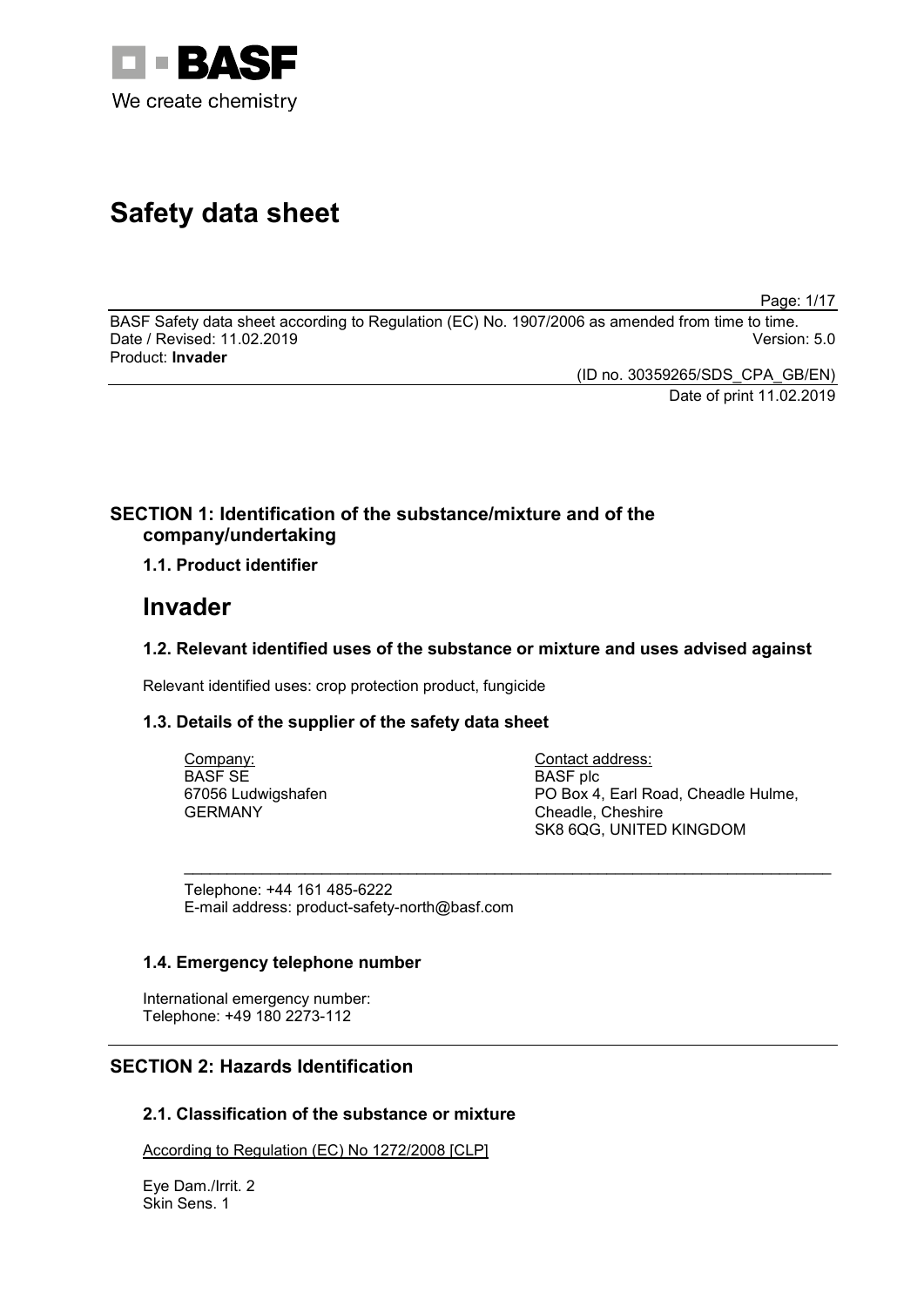BASF
We create chemistry

# Safety data sheet

BASF Safety data sheet according to Regulation (EC) No. 1907/2006 as amended from time to time.
Date / Revised: 11.02.2019 Version: 5.0
Product: **Invader**

(ID no. 30359265/SDS_CPA_GB/EN)
Date of print 11.02.2019

## SECTION 1: Identification of the substance/mixture and of the company/undertaking

### 1.1. Product identifier

# Invader

### 1.2. Relevant identified uses of the substance or mixture and uses advised against

Relevant identified uses: crop protection product, fungicide

### 1.3. Details of the supplier of the safety data sheet

Company:
BASF SE
67056 Ludwigshafen
GERMANY

Contact address:
BASF plc
PO Box 4, Earl Road, Cheadle Hulme,
Cheadle, Cheshire
SK8 6QG, UNITED KINGDOM

Telephone: +44 161 485-6222
E-mail address: product-safety-north@basf.com

### 1.4. Emergency telephone number

International emergency number:
Telephone: +49 180 2273-112

## SECTION 2: Hazards Identification

### 2.1. Classification of the substance or mixture

According to Regulation (EC) No 1272/2008 [CLP]

Eye Dam./Irrit. 2
Skin Sens. 1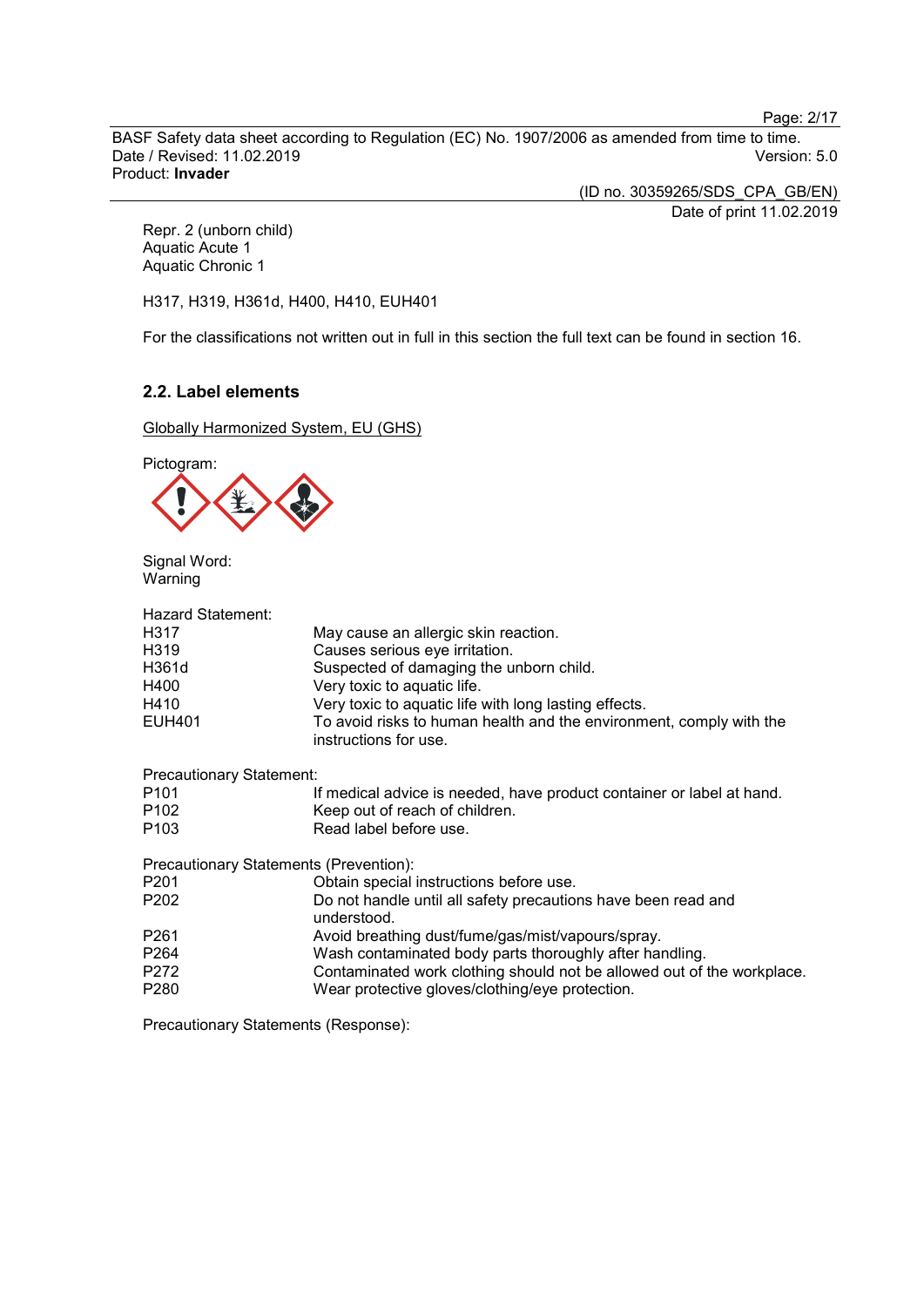Repr. 2 (unborn child)
Aquatic Acute 1
Aquatic Chronic 1

H317, H319, H361d, H400, H410, EUH401

For the classifications not written out in full in this section the full text can be found in section 16.

### 2.2. Label elements

Globally Harmonized System, EU (GHS)

Pictogram:

Signal Word:
Warning

Hazard Statement:

| | |
|---|---|
| H317 | May cause an allergic skin reaction. |
| H319 | Causes serious eye irritation. |
| H361d | Suspected of damaging the unborn child. |
| H400 | Very toxic to aquatic life. |
| H410 | Very toxic to aquatic life with long lasting effects. |
| EUH401 | To avoid risks to human health and the environment, comply with the instructions for use. |

Precautionary Statement:

| | |
|---|---|
| P101 | If medical advice is needed, have product container or label at hand. |
| P102 | Keep out of reach of children. |
| P103 | Read label before use. |

Precautionary Statements (Prevention):

| | |
|---|---|
| P201 | Obtain special instructions before use. |
| P202 | Do not handle until all safety precautions have been read and understood. |
| P261 | Avoid breathing dust/fume/gas/mist/vapours/spray. |
| P264 | Wash contaminated body parts thoroughly after handling. |
| P272 | Contaminated work clothing should not be allowed out of the workplace. |
| P280 | Wear protective gloves/clothing/eye protection. |

Precautionary Statements (Response):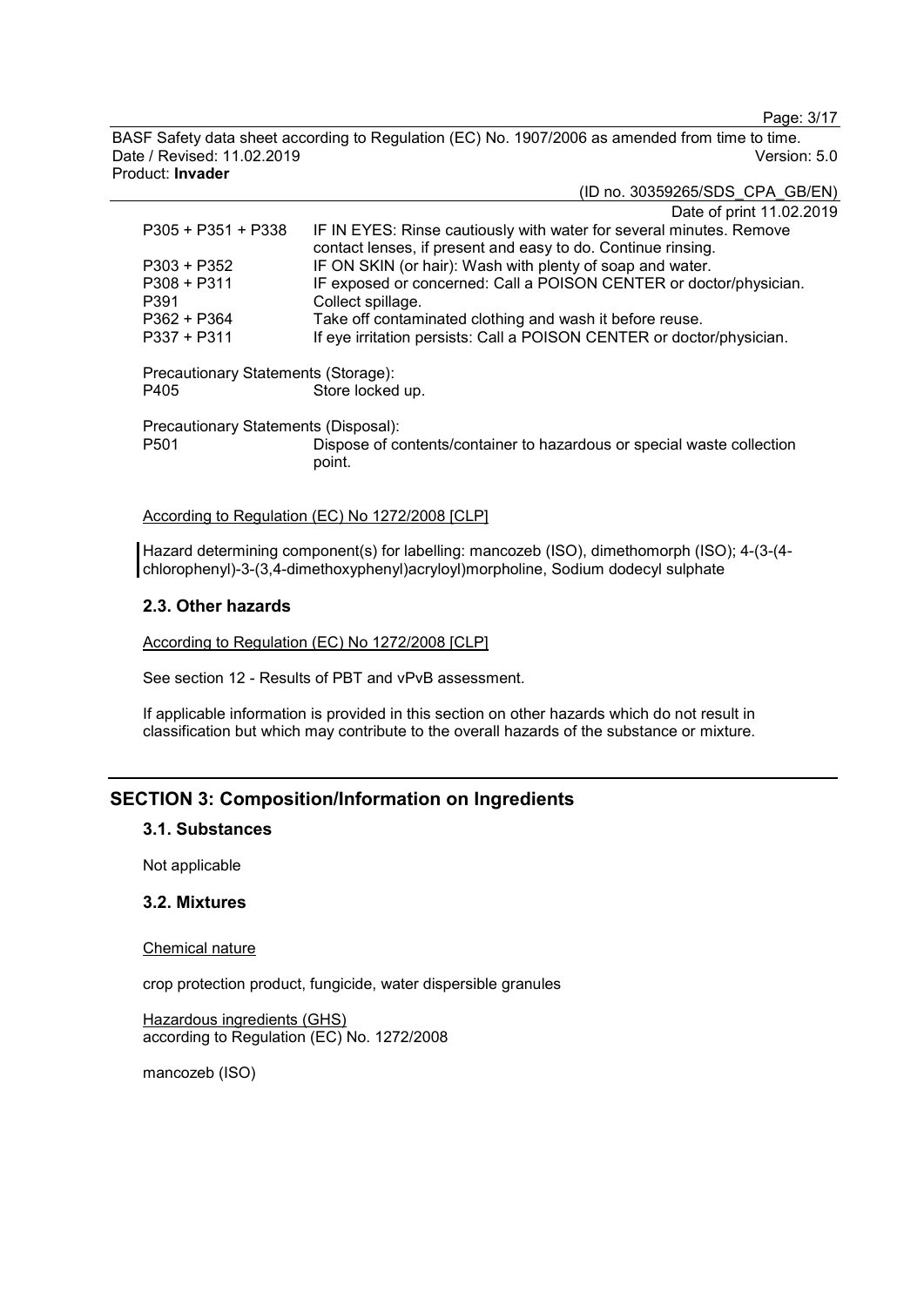| | |
|---|---|
| P305 + P351 + P338 | IF IN EYES: Rinse cautiously with water for several minutes. Remove contact lenses, if present and easy to do. Continue rinsing. |
| P303 + P352 | IF ON SKIN (or hair): Wash with plenty of soap and water. |
| P308 + P311 | IF exposed or concerned: Call a POISON CENTER or doctor/physician. |
| P391 | Collect spillage. |
| P362 + P364 | Take off contaminated clothing and wash it before reuse. |
| P337 + P311 | If eye irritation persists: Call a POISON CENTER or doctor/physician. |

Precautionary Statements (Storage):

| | |
|---|---|
| P405 | Store locked up. |

Precautionary Statements (Disposal):

| | |
|---|---|
| P501 | Dispose of contents/container to hazardous or special waste collection point. |

According to Regulation (EC) No 1272/2008 [CLP]

Hazard determining component(s) for labelling: mancozeb (ISO), dimethomorph (ISO); 4-(3-(4-chlorophenyl)-3-(3,4-dimethoxyphenyl)acryloyl)morpholine, Sodium dodecyl sulphate

### 2.3. Other hazards

According to Regulation (EC) No 1272/2008 [CLP]

See section 12 - Results of PBT and vPvB assessment.

If applicable information is provided in this section on other hazards which do not result in classification but which may contribute to the overall hazards of the substance or mixture.

## SECTION 3: Composition/Information on Ingredients

### 3.1. Substances

Not applicable

### 3.2. Mixtures

Chemical nature

crop protection product, fungicide, water dispersible granules

Hazardous ingredients (GHS)
according to Regulation (EC) No. 1272/2008

mancozeb (ISO)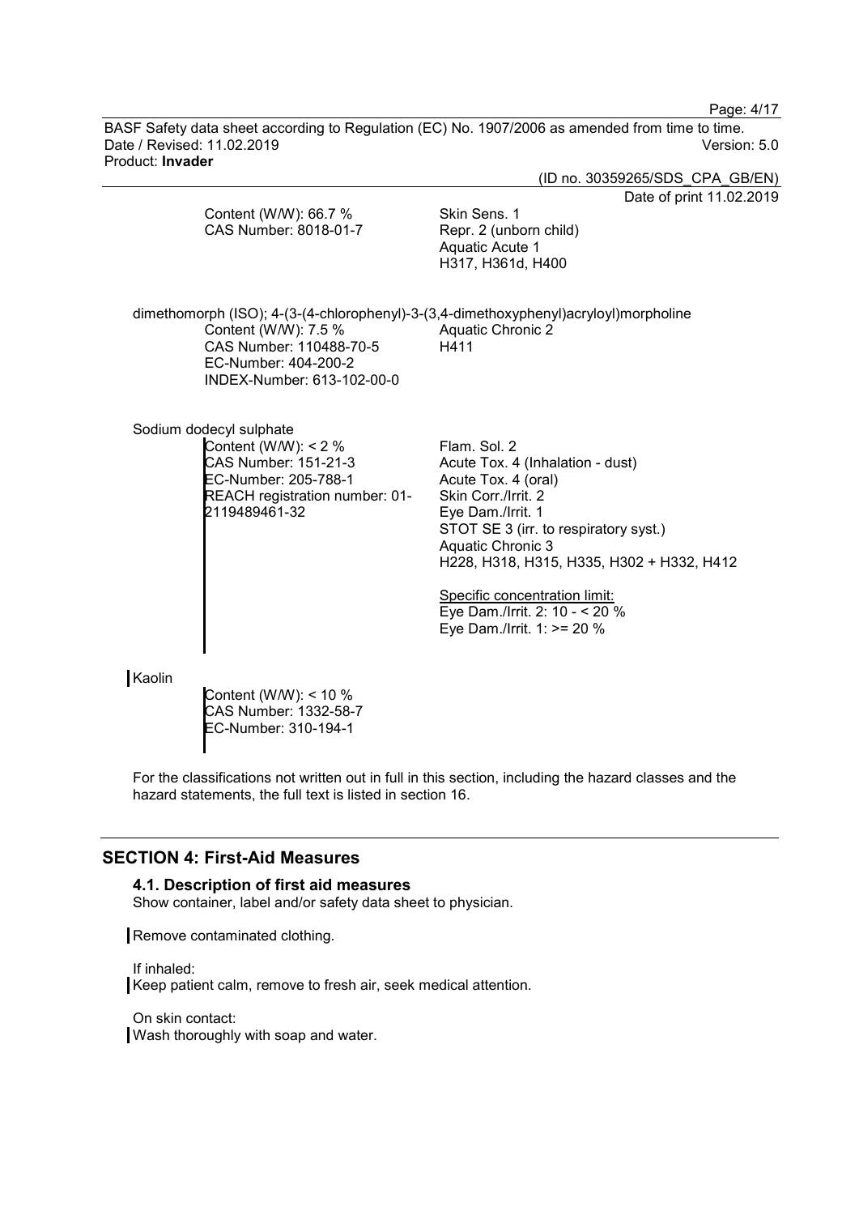Content (W/W): 66.7 %
CAS Number: 8018-01-7

Skin Sens. 1
Repr. 2 (unborn child)
Aquatic Acute 1
H317, H361d, H400

dimethomorph (ISO); 4-(3-(4-chlorophenyl)-3-(3,4-dimethoxyphenyl)acryloyl)morpholine

Content (W/W): 7.5 %
CAS Number: 110488-70-5
EC-Number: 404-200-2
INDEX-Number: 613-102-00-0

Aquatic Chronic 2
H411

Sodium dodecyl sulphate

Content (W/W): < 2 %
CAS Number: 151-21-3
EC-Number: 205-788-1
REACH registration number: 01-2119489461-32

Flam. Sol. 2
Acute Tox. 4 (Inhalation - dust)
Acute Tox. 4 (oral)
Skin Corr./Irrit. 2
Eye Dam./Irrit. 1
STOT SE 3 (irr. to respiratory syst.)
Aquatic Chronic 3
H228, H318, H315, H335, H302 + H332, H412

Specific concentration limit:
Eye Dam./Irrit. 2: 10 - < 20 %
Eye Dam./Irrit. 1: >= 20 %

Kaolin

Content (W/W): < 10 %
CAS Number: 1332-58-7
EC-Number: 310-194-1

For the classifications not written out in full in this section, including the hazard classes and the hazard statements, the full text is listed in section 16.

## SECTION 4: First-Aid Measures

### 4.1. Description of first aid measures

Show container, label and/or safety data sheet to physician.

Remove contaminated clothing.

If inhaled:
Keep patient calm, remove to fresh air, seek medical attention.

On skin contact:
Wash thoroughly with soap and water.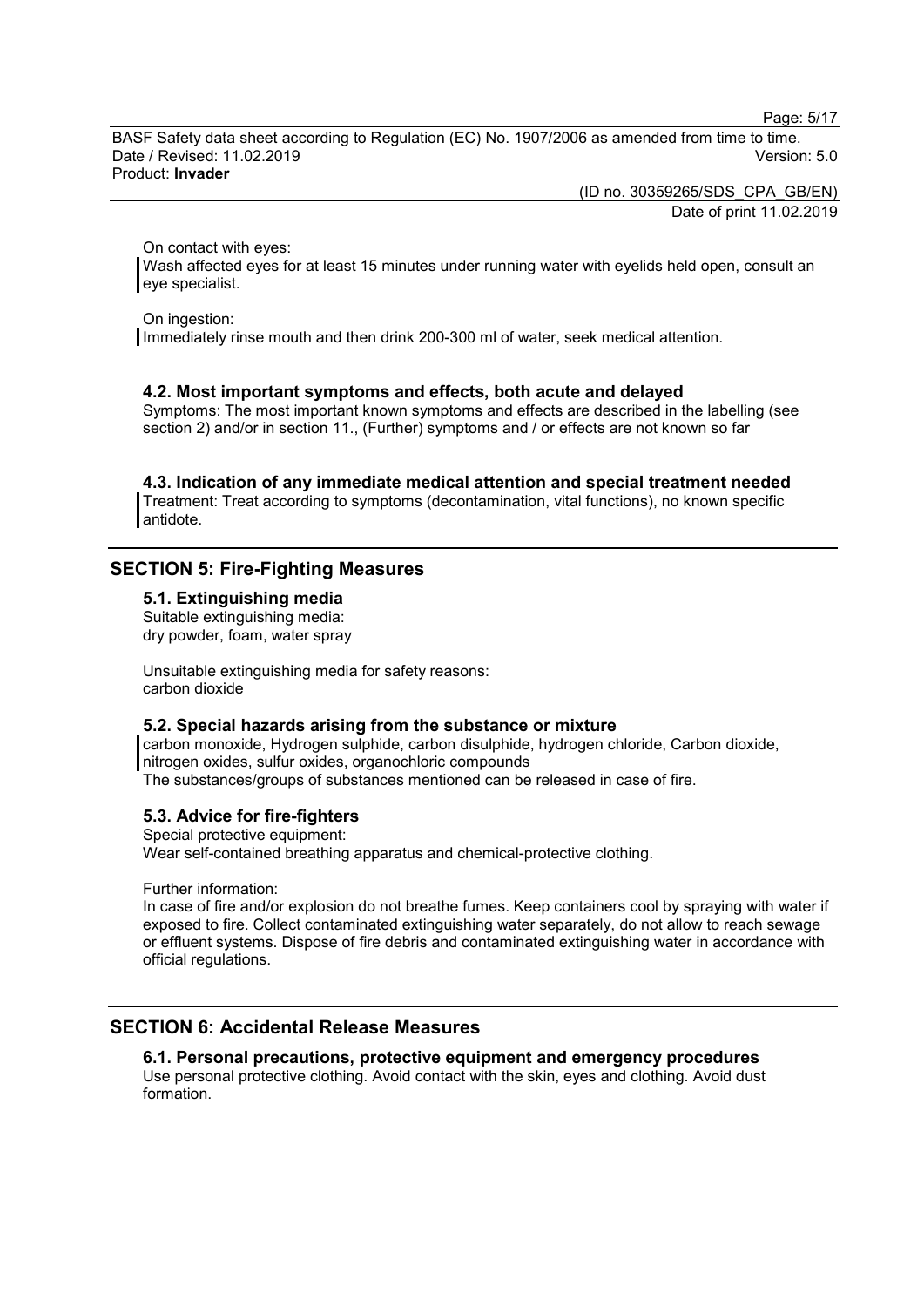On contact with eyes:
Wash affected eyes for at least 15 minutes under running water with eyelids held open, consult an eye specialist.

On ingestion:
Immediately rinse mouth and then drink 200-300 ml of water, seek medical attention.

### 4.2. Most important symptoms and effects, both acute and delayed

Symptoms: The most important known symptoms and effects are described in the labelling (see section 2) and/or in section 11., (Further) symptoms and / or effects are not known so far

### 4.3. Indication of any immediate medical attention and special treatment needed

Treatment: Treat according to symptoms (decontamination, vital functions), no known specific antidote.

## SECTION 5: Fire-Fighting Measures

### 5.1. Extinguishing media

Suitable extinguishing media:
dry powder, foam, water spray

Unsuitable extinguishing media for safety reasons:
carbon dioxide

### 5.2. Special hazards arising from the substance or mixture

carbon monoxide, Hydrogen sulphide, carbon disulphide, hydrogen chloride, Carbon dioxide, nitrogen oxides, sulfur oxides, organochloric compounds
The substances/groups of substances mentioned can be released in case of fire.

### 5.3. Advice for fire-fighters

Special protective equipment:
Wear self-contained breathing apparatus and chemical-protective clothing.

Further information:
In case of fire and/or explosion do not breathe fumes. Keep containers cool by spraying with water if exposed to fire. Collect contaminated extinguishing water separately, do not allow to reach sewage or effluent systems. Dispose of fire debris and contaminated extinguishing water in accordance with official regulations.

## SECTION 6: Accidental Release Measures

### 6.1. Personal precautions, protective equipment and emergency procedures

Use personal protective clothing. Avoid contact with the skin, eyes and clothing. Avoid dust formation.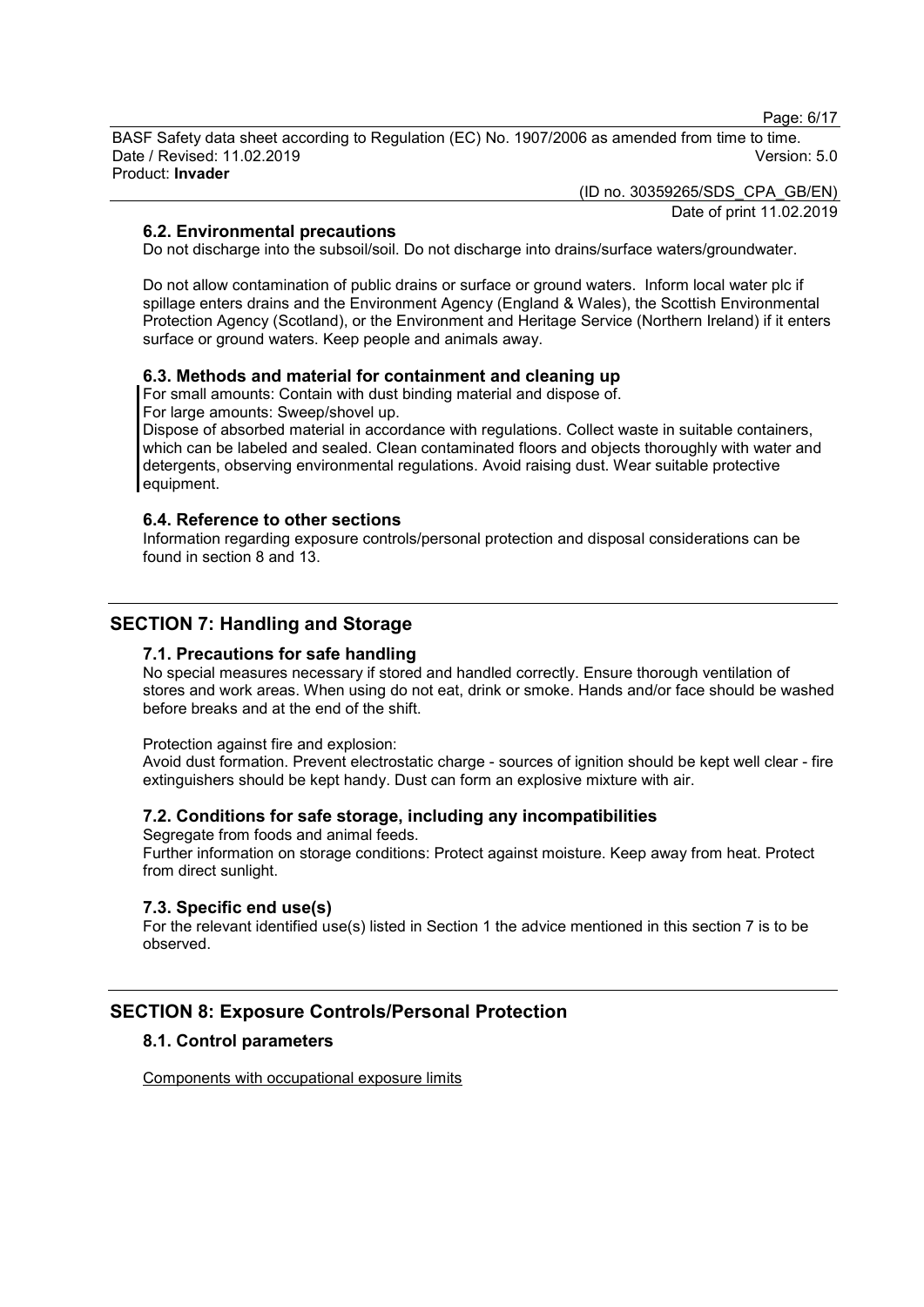### 6.2. Environmental precautions

Do not discharge into the subsoil/soil. Do not discharge into drains/surface waters/groundwater.

Do not allow contamination of public drains or surface or ground waters. Inform local water plc if spillage enters drains and the Environment Agency (England & Wales), the Scottish Environmental Protection Agency (Scotland), or the Environment and Heritage Service (Northern Ireland) if it enters surface or ground waters. Keep people and animals away.

### 6.3. Methods and material for containment and cleaning up

For small amounts: Contain with dust binding material and dispose of.
For large amounts: Sweep/shovel up.
Dispose of absorbed material in accordance with regulations. Collect waste in suitable containers, which can be labeled and sealed. Clean contaminated floors and objects thoroughly with water and detergents, observing environmental regulations. Avoid raising dust. Wear suitable protective equipment.

### 6.4. Reference to other sections

Information regarding exposure controls/personal protection and disposal considerations can be found in section 8 and 13.

## SECTION 7: Handling and Storage

### 7.1. Precautions for safe handling

No special measures necessary if stored and handled correctly. Ensure thorough ventilation of stores and work areas. When using do not eat, drink or smoke. Hands and/or face should be washed before breaks and at the end of the shift.

Protection against fire and explosion:
Avoid dust formation. Prevent electrostatic charge - sources of ignition should be kept well clear - fire extinguishers should be kept handy. Dust can form an explosive mixture with air.

### 7.2. Conditions for safe storage, including any incompatibilities

Segregate from foods and animal feeds.
Further information on storage conditions: Protect against moisture. Keep away from heat. Protect from direct sunlight.

### 7.3. Specific end use(s)

For the relevant identified use(s) listed in Section 1 the advice mentioned in this section 7 is to be observed.

## SECTION 8: Exposure Controls/Personal Protection

### 8.1. Control parameters

Components with occupational exposure limits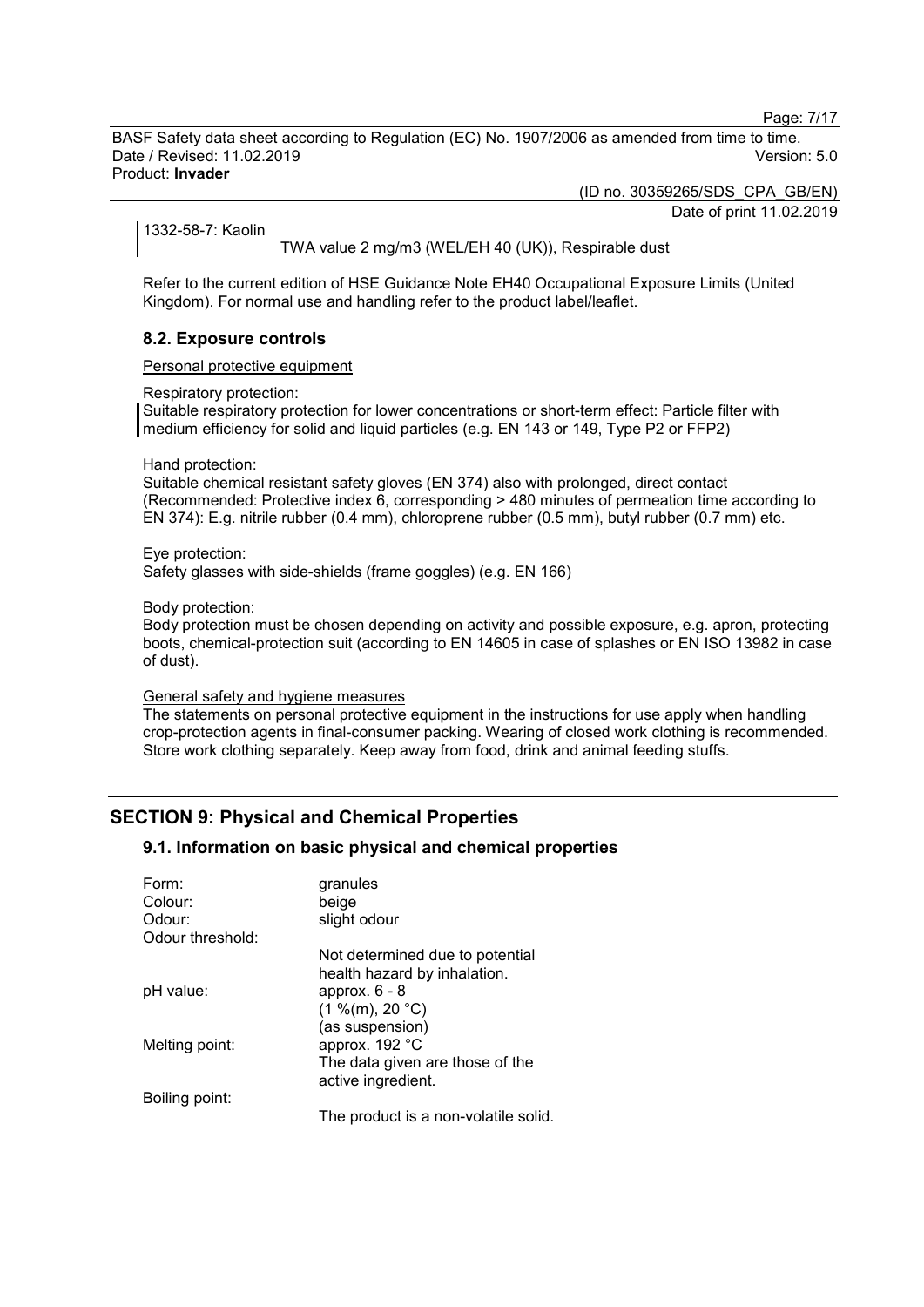1332-58-7: Kaolin

TWA value 2 mg/m3 (WEL/EH 40 (UK)), Respirable dust

Refer to the current edition of HSE Guidance Note EH40 Occupational Exposure Limits (United Kingdom). For normal use and handling refer to the product label/leaflet.

### 8.2. Exposure controls

Personal protective equipment

Respiratory protection:
Suitable respiratory protection for lower concentrations or short-term effect: Particle filter with medium efficiency for solid and liquid particles (e.g. EN 143 or 149, Type P2 or FFP2)

Hand protection:
Suitable chemical resistant safety gloves (EN 374) also with prolonged, direct contact (Recommended: Protective index 6, corresponding > 480 minutes of permeation time according to EN 374): E.g. nitrile rubber (0.4 mm), chloroprene rubber (0.5 mm), butyl rubber (0.7 mm) etc.

Eye protection:
Safety glasses with side-shields (frame goggles) (e.g. EN 166)

Body protection:
Body protection must be chosen depending on activity and possible exposure, e.g. apron, protecting boots, chemical-protection suit (according to EN 14605 in case of splashes or EN ISO 13982 in case of dust).

General safety and hygiene measures
The statements on personal protective equipment in the instructions for use apply when handling crop-protection agents in final-consumer packing. Wearing of closed work clothing is recommended. Store work clothing separately. Keep away from food, drink and animal feeding stuffs.

## SECTION 9: Physical and Chemical Properties

### 9.1. Information on basic physical and chemical properties

| | |
|---|---|
| Form: | granules |
| Colour: | beige |
| Odour: | slight odour |
| Odour threshold: | Not determined due to potential health hazard by inhalation. |
| pH value: | approx. 6 - 8 (1 %(m), 20 °C) (as suspension) |
| Melting point: | approx. 192 °C The data given are those of the active ingredient. |
| Boiling point: | The product is a non-volatile solid. |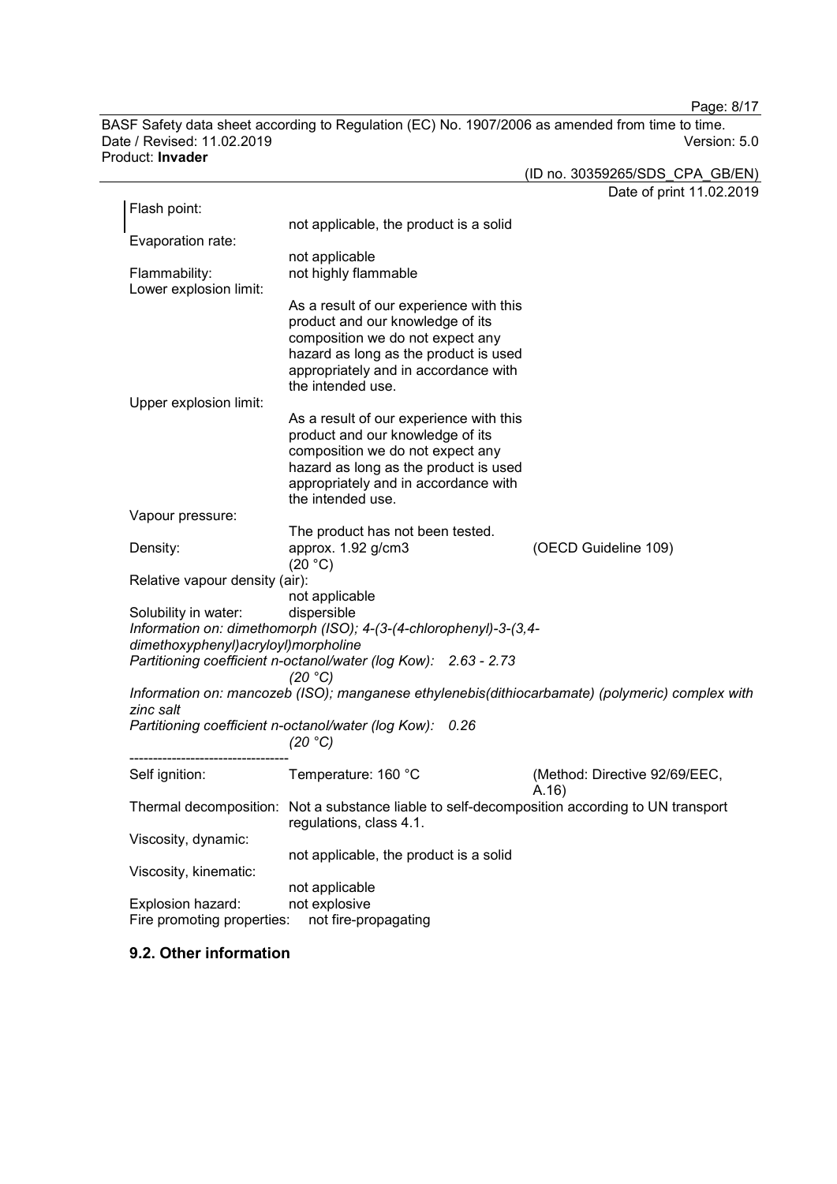Flash point:
not applicable, the product is a solid

Evaporation rate:
not applicable

Flammability: not highly flammable

Lower explosion limit:
As a result of our experience with this product and our knowledge of its composition we do not expect any hazard as long as the product is used appropriately and in accordance with the intended use.

Upper explosion limit:
As a result of our experience with this product and our knowledge of its composition we do not expect any hazard as long as the product is used appropriately and in accordance with the intended use.

Vapour pressure:
The product has not been tested.

Density: approx. 1.92 g/cm3 (20 °C) (OECD Guideline 109)

Relative vapour density (air):
not applicable

Solubility in water: dispersible

*Information on: dimethomorph (ISO); 4-(3-(4-chlorophenyl)-3-(3,4-dimethoxyphenyl)acryloyl)morpholine*

*Partitioning coefficient n-octanol/water (log Kow): 2.63 - 2.73 (20 °C)*

*Information on: mancozeb (ISO); manganese ethylenebis(dithiocarbamate) (polymeric) complex with zinc salt*

*Partitioning coefficient n-octanol/water (log Kow): 0.26 (20 °C)*

----------------------------------

Self ignition: Temperature: 160 °C (Method: Directive 92/69/EEC, A.16)

Thermal decomposition: Not a substance liable to self-decomposition according to UN transport regulations, class 4.1.

Viscosity, dynamic:
not applicable, the product is a solid

Viscosity, kinematic:
not applicable

Explosion hazard: not explosive

Fire promoting properties: not fire-propagating

## 9.2. Other information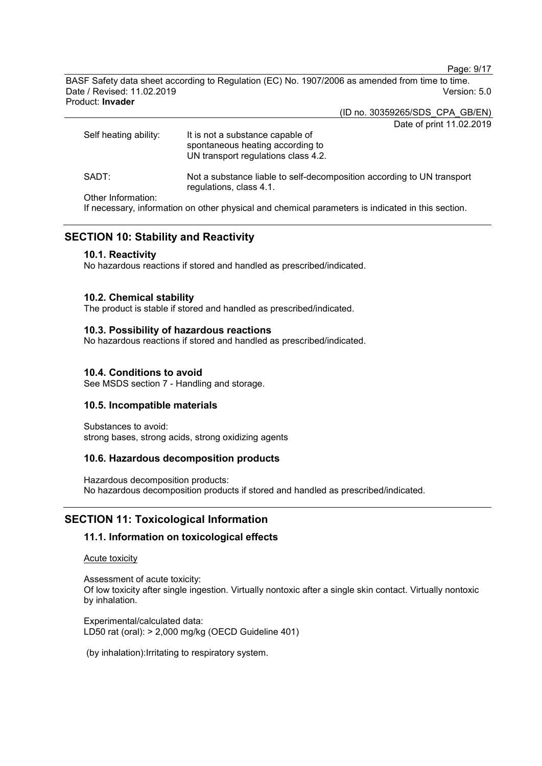Self heating ability: It is not a substance capable of spontaneous heating according to UN transport regulations class 4.2.

SADT: Not a substance liable to self-decomposition according to UN transport regulations, class 4.1.

Other Information:
If necessary, information on other physical and chemical parameters is indicated in this section.

## SECTION 10: Stability and Reactivity

### 10.1. Reactivity

No hazardous reactions if stored and handled as prescribed/indicated.

### 10.2. Chemical stability

The product is stable if stored and handled as prescribed/indicated.

### 10.3. Possibility of hazardous reactions

No hazardous reactions if stored and handled as prescribed/indicated.

### 10.4. Conditions to avoid

See MSDS section 7 - Handling and storage.

### 10.5. Incompatible materials

Substances to avoid:
strong bases, strong acids, strong oxidizing agents

### 10.6. Hazardous decomposition products

Hazardous decomposition products:
No hazardous decomposition products if stored and handled as prescribed/indicated.

## SECTION 11: Toxicological Information

### 11.1. Information on toxicological effects

Acute toxicity

Assessment of acute toxicity:
Of low toxicity after single ingestion. Virtually nontoxic after a single skin contact. Virtually nontoxic by inhalation.

Experimental/calculated data:
LD50 rat (oral): > 2,000 mg/kg (OECD Guideline 401)

(by inhalation):Irritating to respiratory system.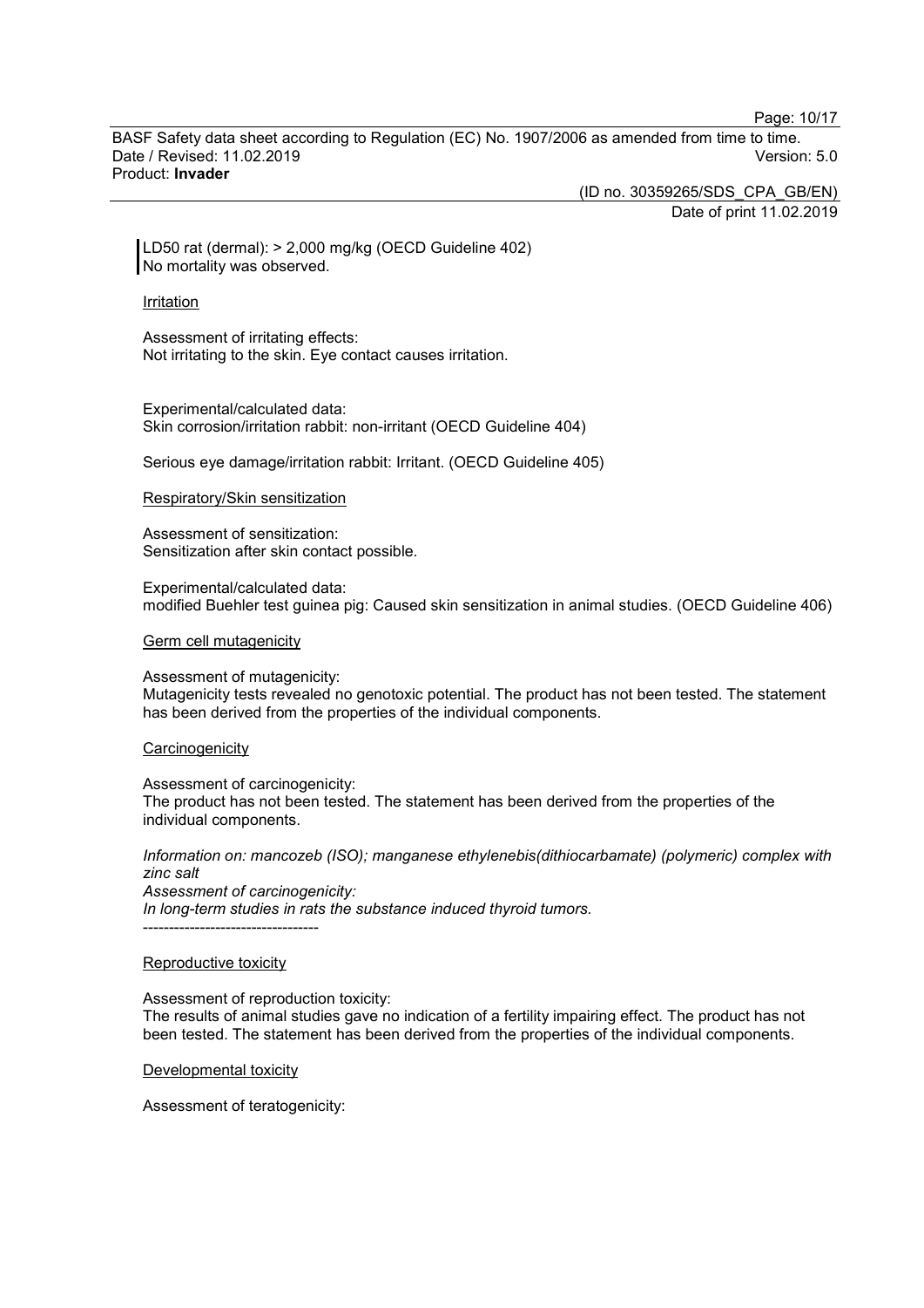LD50 rat (dermal): > 2,000 mg/kg (OECD Guideline 402)
No mortality was observed.

### Irritation

Assessment of irritating effects:
Not irritating to the skin. Eye contact causes irritation.

Experimental/calculated data:
Skin corrosion/irritation rabbit: non-irritant (OECD Guideline 404)

Serious eye damage/irritation rabbit: Irritant. (OECD Guideline 405)

### Respiratory/Skin sensitization

Assessment of sensitization:
Sensitization after skin contact possible.

Experimental/calculated data:
modified Buehler test guinea pig: Caused skin sensitization in animal studies. (OECD Guideline 406)

### Germ cell mutagenicity

Assessment of mutagenicity:
Mutagenicity tests revealed no genotoxic potential. The product has not been tested. The statement has been derived from the properties of the individual components.

### Carcinogenicity

Assessment of carcinogenicity:
The product has not been tested. The statement has been derived from the properties of the individual components.

*Information on: mancozeb (ISO); manganese ethylenebis(dithiocarbamate) (polymeric) complex with zinc salt*
*Assessment of carcinogenicity:*
*In long-term studies in rats the substance induced thyroid tumors.*
----------------------------------

### Reproductive toxicity

Assessment of reproduction toxicity:
The results of animal studies gave no indication of a fertility impairing effect. The product has not been tested. The statement has been derived from the properties of the individual components.

### Developmental toxicity

Assessment of teratogenicity: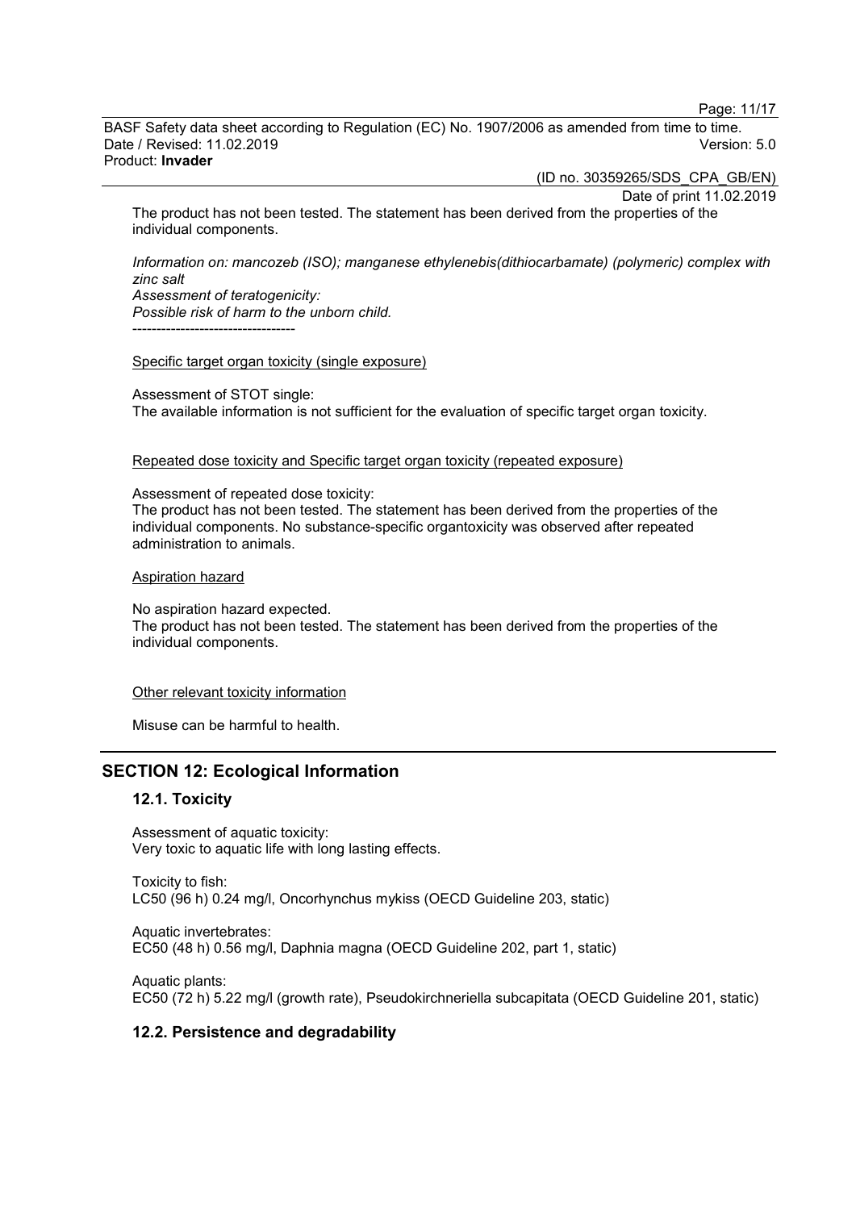The product has not been tested. The statement has been derived from the properties of the individual components.

*Information on: mancozeb (ISO); manganese ethylenebis(dithiocarbamate) (polymeric) complex with zinc salt*
*Assessment of teratogenicity:*
*Possible risk of harm to the unborn child.*
----------------------------------

Specific target organ toxicity (single exposure)

Assessment of STOT single:
The available information is not sufficient for the evaluation of specific target organ toxicity.

Repeated dose toxicity and Specific target organ toxicity (repeated exposure)

Assessment of repeated dose toxicity:
The product has not been tested. The statement has been derived from the properties of the individual components. No substance-specific organtoxicity was observed after repeated administration to animals.

Aspiration hazard

No aspiration hazard expected.
The product has not been tested. The statement has been derived from the properties of the individual components.

Other relevant toxicity information

Misuse can be harmful to health.

## SECTION 12: Ecological Information

### 12.1. Toxicity

Assessment of aquatic toxicity:
Very toxic to aquatic life with long lasting effects.

Toxicity to fish:
LC50 (96 h) 0.24 mg/l, Oncorhynchus mykiss (OECD Guideline 203, static)

Aquatic invertebrates:
EC50 (48 h) 0.56 mg/l, Daphnia magna (OECD Guideline 202, part 1, static)

Aquatic plants:
EC50 (72 h) 5.22 mg/l (growth rate), Pseudokirchneriella subcapitata (OECD Guideline 201, static)

### 12.2. Persistence and degradability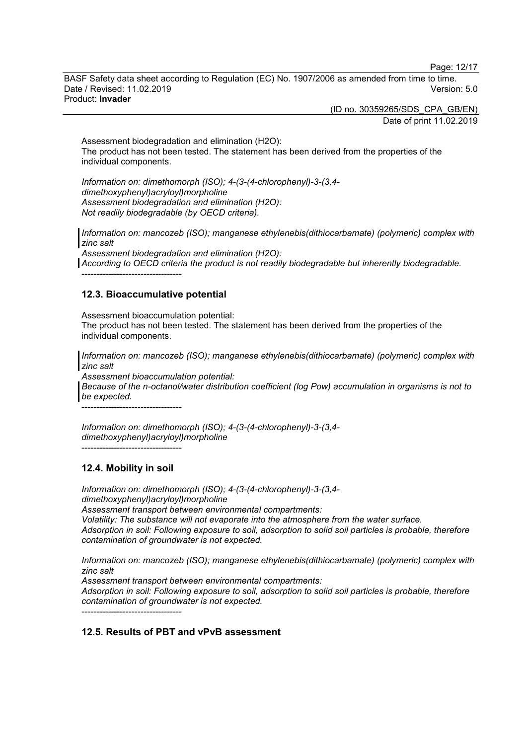Assessment biodegradation and elimination ($H_2O$):
The product has not been tested. The statement has been derived from the properties of the individual components.

*Information on: dimethomorph (ISO); 4-(3-(4-chlorophenyl)-3-(3,4-dimethoxyphenyl)acryloyl)morpholine*
*Assessment biodegradation and elimination ($H_2O$):*
*Not readily biodegradable (by OECD criteria).*

*Information on: mancozeb (ISO); manganese ethylenebis(dithiocarbamate) (polymeric) complex with zinc salt*
*Assessment biodegradation and elimination ($H_2O$):*
*According to OECD criteria the product is not readily biodegradable but inherently biodegradable.*
----------------------------------

## 12.3. Bioaccumulative potential

Assessment bioaccumulation potential:
The product has not been tested. The statement has been derived from the properties of the individual components.

*Information on: mancozeb (ISO); manganese ethylenebis(dithiocarbamate) (polymeric) complex with zinc salt*
*Assessment bioaccumulation potential:*
*Because of the n-octanol/water distribution coefficient (log Pow) accumulation in organisms is not to be expected.*
----------------------------------

*Information on: dimethomorph (ISO); 4-(3-(4-chlorophenyl)-3-(3,4-dimethoxyphenyl)acryloyl)morpholine*
----------------------------------

## 12.4. Mobility in soil

*Information on: dimethomorph (ISO); 4-(3-(4-chlorophenyl)-3-(3,4-dimethoxyphenyl)acryloyl)morpholine*
*Assessment transport between environmental compartments:*
*Volatility: The substance will not evaporate into the atmosphere from the water surface.*
*Adsorption in soil: Following exposure to soil, adsorption to solid soil particles is probable, therefore contamination of groundwater is not expected.*

*Information on: mancozeb (ISO); manganese ethylenebis(dithiocarbamate) (polymeric) complex with zinc salt*
*Assessment transport between environmental compartments:*
*Adsorption in soil: Following exposure to soil, adsorption to solid soil particles is probable, therefore contamination of groundwater is not expected.*
----------------------------------

## 12.5. Results of PBT and vPvB assessment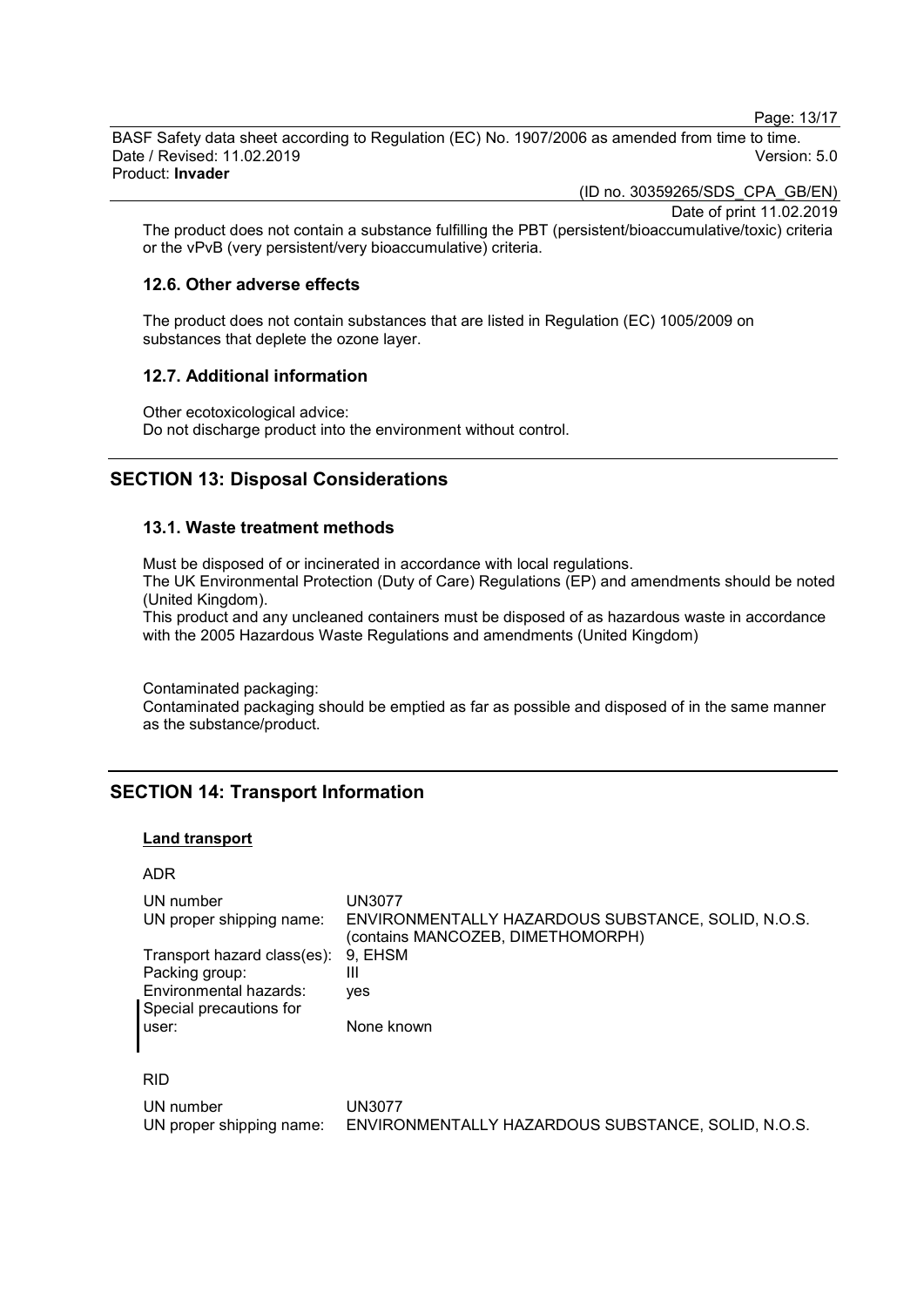The product does not contain a substance fulfilling the PBT (persistent/bioaccumulative/toxic) criteria or the vPvB (very persistent/very bioaccumulative) criteria.

### 12.6. Other adverse effects

The product does not contain substances that are listed in Regulation (EC) 1005/2009 on substances that deplete the ozone layer.

### 12.7. Additional information

Other ecotoxicological advice:
Do not discharge product into the environment without control.

## SECTION 13: Disposal Considerations

### 13.1. Waste treatment methods

Must be disposed of or incinerated in accordance with local regulations.
The UK Environmental Protection (Duty of Care) Regulations (EP) and amendments should be noted (United Kingdom).
This product and any uncleaned containers must be disposed of as hazardous waste in accordance with the 2005 Hazardous Waste Regulations and amendments (United Kingdom)

Contaminated packaging:
Contaminated packaging should be emptied as far as possible and disposed of in the same manner as the substance/product.

## SECTION 14: Transport Information

**Land transport**

ADR

| | |
|---|---|
| UN number | UN3077 |
| UN proper shipping name: | ENVIRONMENTALLY HAZARDOUS SUBSTANCE, SOLID, N.O.S. (contains MANCOZEB, DIMETHOMORPH) |
| Transport hazard class(es): | 9, EHSM |
| Packing group: | III |
| Environmental hazards: | yes |
| Special precautions for user: | None known |

RID

| | |
|---|---|
| UN number | UN3077 |
| UN proper shipping name: | ENVIRONMENTALLY HAZARDOUS SUBSTANCE, SOLID, N.O.S. |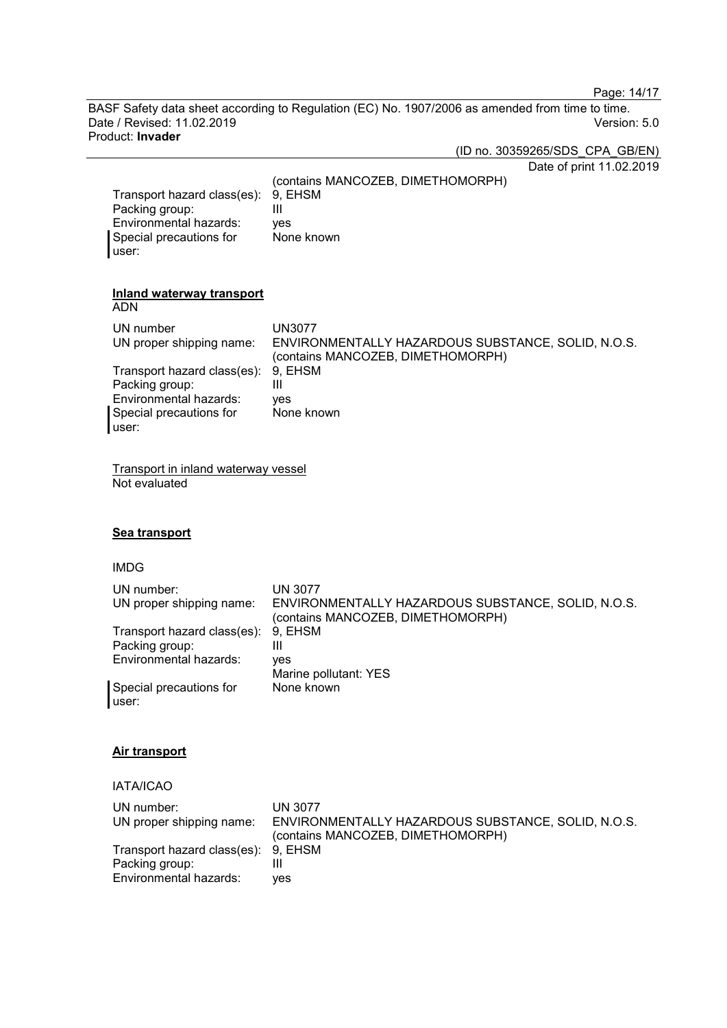(contains MANCOZEB, DIMETHOMORPH)

| | |
|---|---|
| Transport hazard class(es): | 9, EHSM |
| Packing group: | III |
| Environmental hazards: | yes |
| Special precautions for user: | None known |

**Inland waterway transport**

ADN

| | |
|---|---|
| UN number | UN3077 |
| UN proper shipping name: | ENVIRONMENTALLY HAZARDOUS SUBSTANCE, SOLID, N.O.S. (contains MANCOZEB, DIMETHOMORPH) |
| Transport hazard class(es): | 9, EHSM |
| Packing group: | III |
| Environmental hazards: | yes |
| Special precautions for user: | None known |

Transport in inland waterway vessel

Not evaluated

**Sea transport**

IMDG

| | |
|---|---|
| UN number: | UN 3077 |
| UN proper shipping name: | ENVIRONMENTALLY HAZARDOUS SUBSTANCE, SOLID, N.O.S. (contains MANCOZEB, DIMETHOMORPH) |
| Transport hazard class(es): | 9, EHSM |
| Packing group: | III |
| Environmental hazards: | yes<br>Marine pollutant: YES |
| Special precautions for user: | None known |

**Air transport**

IATA/ICAO

| | |
|---|---|
| UN number: | UN 3077 |
| UN proper shipping name: | ENVIRONMENTALLY HAZARDOUS SUBSTANCE, SOLID, N.O.S. (contains MANCOZEB, DIMETHOMORPH) |
| Transport hazard class(es): | 9, EHSM |
| Packing group: | III |
| Environmental hazards: | yes |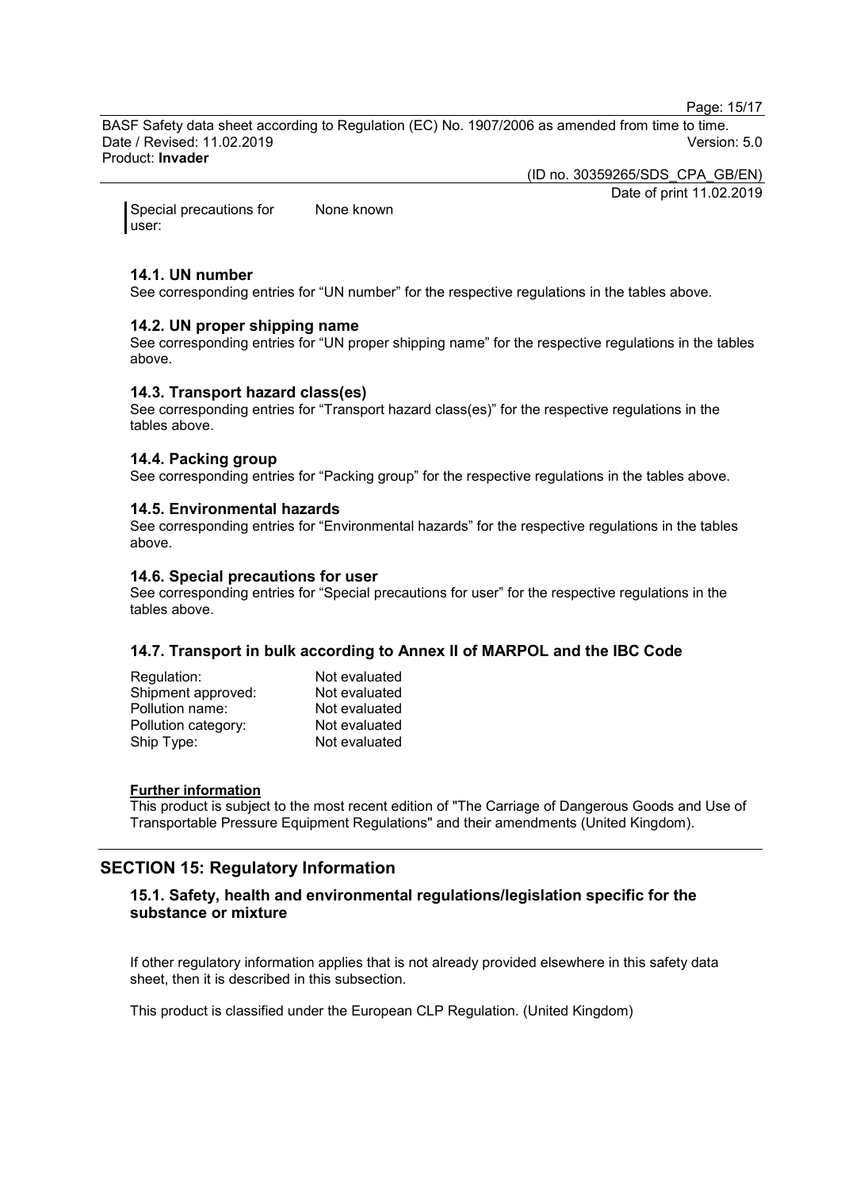Special precautions for user: None known

### 14.1. UN number

See corresponding entries for “UN number” for the respective regulations in the tables above.

### 14.2. UN proper shipping name

See corresponding entries for “UN proper shipping name” for the respective regulations in the tables above.

### 14.3. Transport hazard class(es)

See corresponding entries for “Transport hazard class(es)” for the respective regulations in the tables above.

### 14.4. Packing group

See corresponding entries for “Packing group” for the respective regulations in the tables above.

### 14.5. Environmental hazards

See corresponding entries for “Environmental hazards” for the respective regulations in the tables above.

### 14.6. Special precautions for user

See corresponding entries for “Special precautions for user” for the respective regulations in the tables above.

### 14.7. Transport in bulk according to Annex II of MARPOL and the IBC Code

| | |
|---|---|
| Regulation: | Not evaluated |
| Shipment approved: | Not evaluated |
| Pollution name: | Not evaluated |
| Pollution category: | Not evaluated |
| Ship Type: | Not evaluated |

**Further information**

This product is subject to the most recent edition of "The Carriage of Dangerous Goods and Use of Transportable Pressure Equipment Regulations" and their amendments (United Kingdom).

## SECTION 15: Regulatory Information

### 15.1. Safety, health and environmental regulations/legislation specific for the substance or mixture

If other regulatory information applies that is not already provided elsewhere in this safety data sheet, then it is described in this subsection.

This product is classified under the European CLP Regulation. (United Kingdom)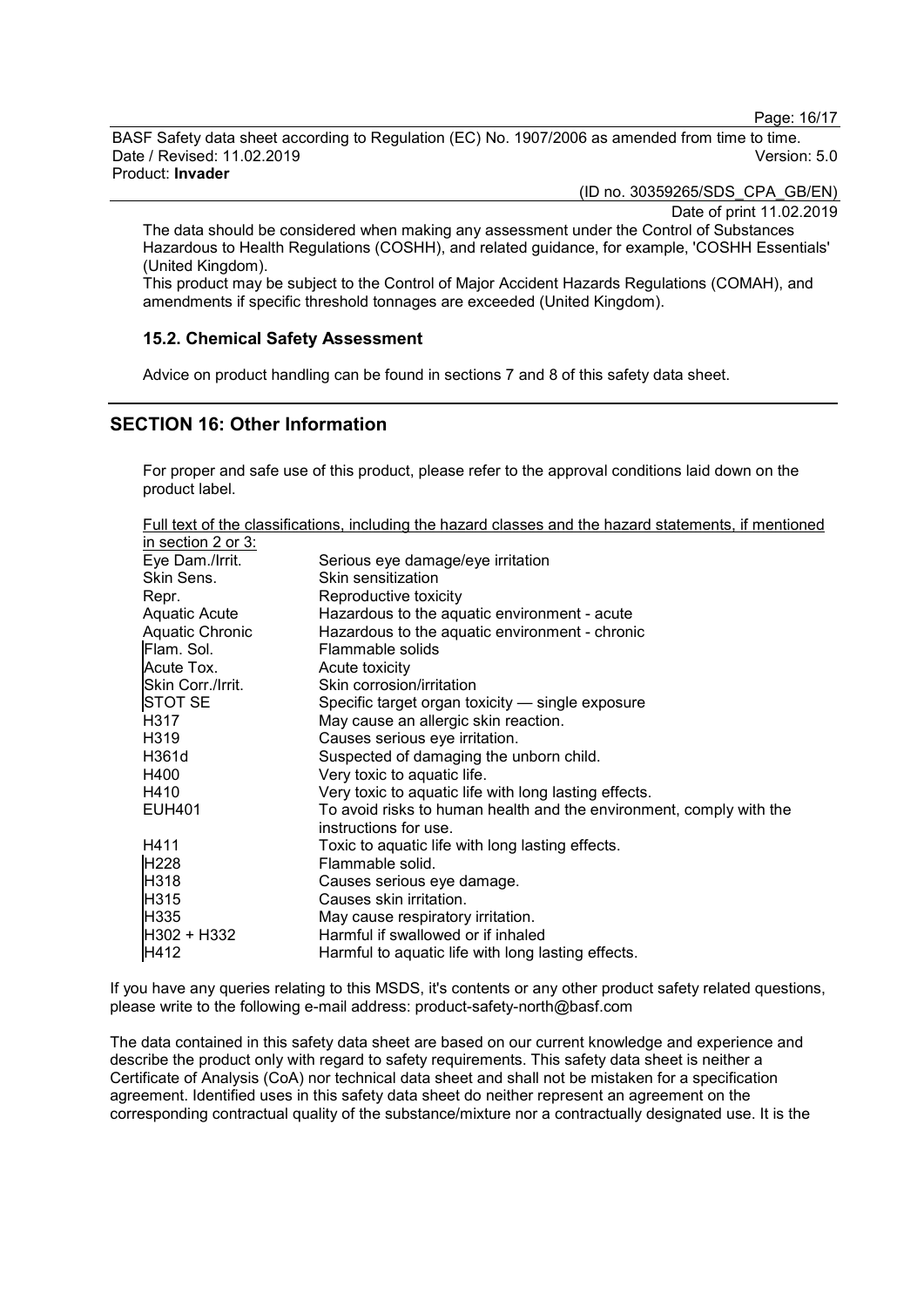The data should be considered when making any assessment under the Control of Substances Hazardous to Health Regulations (COSHH), and related guidance, for example, 'COSHH Essentials' (United Kingdom).
This product may be subject to the Control of Major Accident Hazards Regulations (COMAH), and amendments if specific threshold tonnages are exceeded (United Kingdom).

### 15.2. Chemical Safety Assessment

Advice on product handling can be found in sections 7 and 8 of this safety data sheet.

## SECTION 16: Other Information

For proper and safe use of this product, please refer to the approval conditions laid down on the product label.

Full text of the classifications, including the hazard classes and the hazard statements, if mentioned in section 2 or 3:

| | |
|---|---|
| Eye Dam./Irrit. | Serious eye damage/eye irritation |
| Skin Sens. | Skin sensitization |
| Repr. | Reproductive toxicity |
| Aquatic Acute | Hazardous to the aquatic environment - acute |
| Aquatic Chronic | Hazardous to the aquatic environment - chronic |
| Flam. Sol. | Flammable solids |
| Acute Tox. | Acute toxicity |
| Skin Corr./Irrit. | Skin corrosion/irritation |
| STOT SE | Specific target organ toxicity — single exposure |
| H317 | May cause an allergic skin reaction. |
| H319 | Causes serious eye irritation. |
| H361d | Suspected of damaging the unborn child. |
| H400 | Very toxic to aquatic life. |
| H410 | Very toxic to aquatic life with long lasting effects. |
| EUH401 | To avoid risks to human health and the environment, comply with the instructions for use. |
| H411 | Toxic to aquatic life with long lasting effects. |
| H228 | Flammable solid. |
| H318 | Causes serious eye damage. |
| H315 | Causes skin irritation. |
| H335 | May cause respiratory irritation. |
| H302 + H332 | Harmful if swallowed or if inhaled |
| H412 | Harmful to aquatic life with long lasting effects. |

If you have any queries relating to this MSDS, it's contents or any other product safety related questions, please write to the following e-mail address: product-safety-north@basf.com

The data contained in this safety data sheet are based on our current knowledge and experience and describe the product only with regard to safety requirements. This safety data sheet is neither a Certificate of Analysis (CoA) nor technical data sheet and shall not be mistaken for a specification agreement. Identified uses in this safety data sheet do neither represent an agreement on the corresponding contractual quality of the substance/mixture nor a contractually designated use. It is the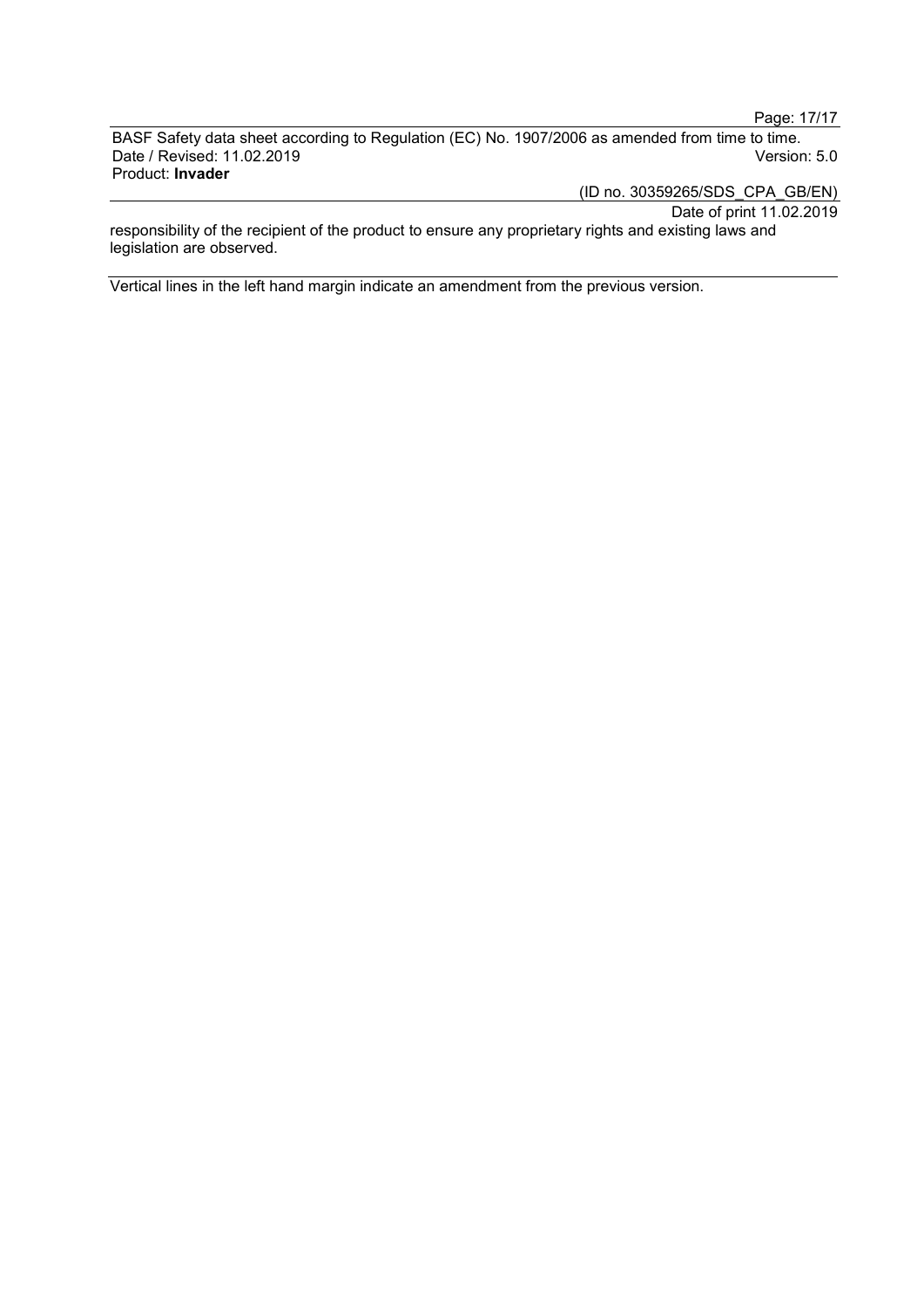responsibility of the recipient of the product to ensure any proprietary rights and existing laws and legislation are observed.

---

Vertical lines in the left hand margin indicate an amendment from the previous version.